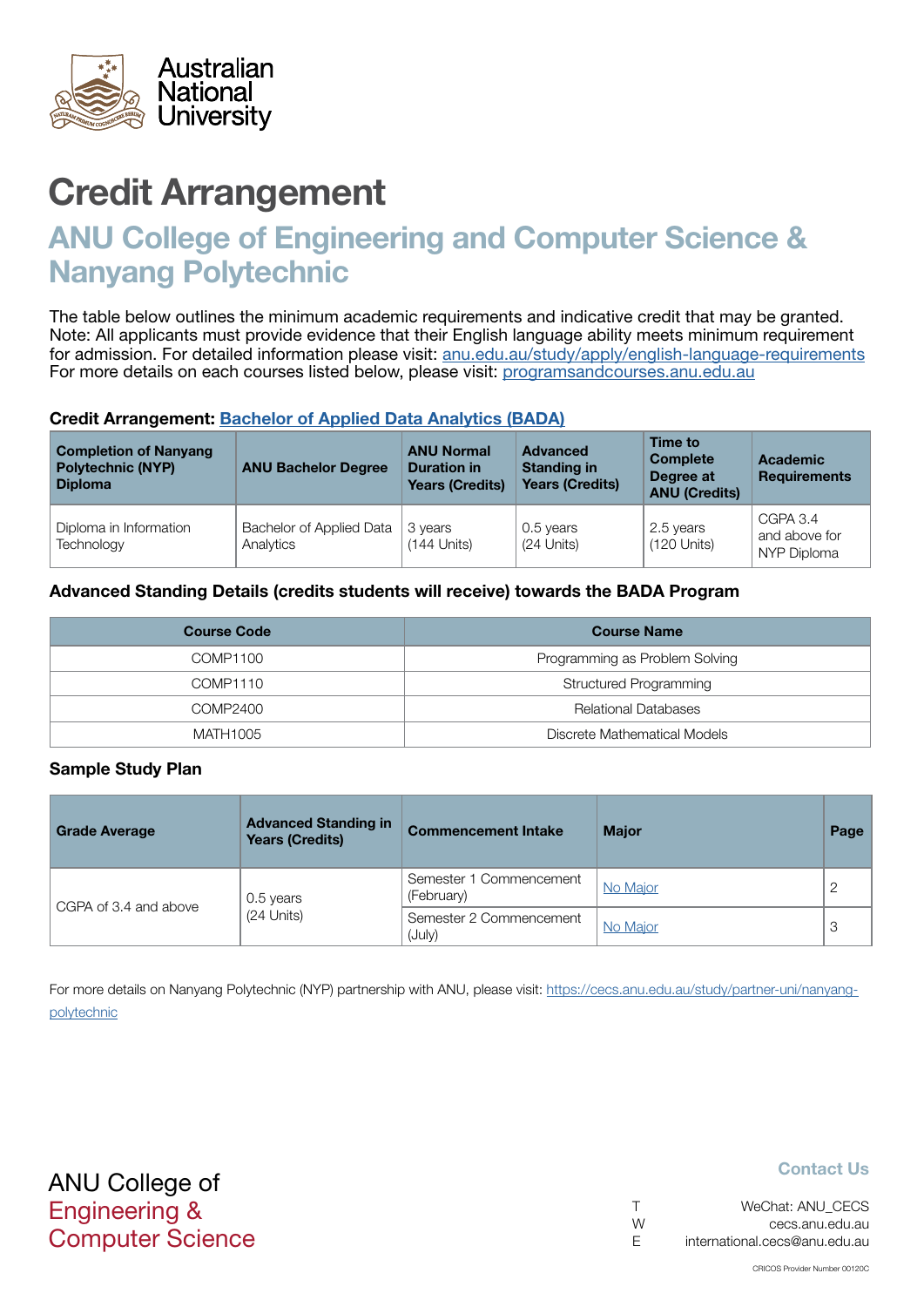Australian National University

# Credit Arrangement

## ANU College of Engineering and Computer Science & Nanyang Polytechnic

The table below outlines the minimum academic requirements and indicative credit that may be granted. Note: All applicants must provide evidence that their English language ability meets minimum requirement for admission. For detailed information please visit: anu.edu.au/study/apply/english-language-requirements
For more details on each courses listed below, please visit: programsandcourses.anu.edu.au

**Credit Arrangement: Bachelor of Applied Data Analytics (BADA)**

| Completion of Nanyang Polytechnic (NYP) Diploma | ANU Bachelor Degree | ANU Normal Duration in Years (Credits) | Advanced Standing in Years (Credits) | Time to Complete Degree at ANU (Credits) | Academic Requirements |
|---|---|---|---|---|---|
| Diploma in Information Technology | Bachelor of Applied Data Analytics | 3 years (144 Units) | 0.5 years (24 Units) | 2.5 years (120 Units) | CGPA 3.4 and above for NYP Diploma |

### Advanced Standing Details (credits students will receive) towards the BADA Program

| Course Code | Course Name |
|---|---|
| COMP1100 | Programming as Problem Solving |
| COMP1110 | Structured Programming |
| COMP2400 | Relational Databases |
| MATH1005 | Discrete Mathematical Models |

### Sample Study Plan

| Grade Average | Advanced Standing in Years (Credits) | Commencement Intake | Major | Page |
|---|---|---|---|---|
| CGPA of 3.4 and above | 0.5 years (24 Units) | Semester 1 Commencement (February) | No Major | 2 |
| | | Semester 2 Commencement (July) | No Major | 3 |

For more details on Nanyang Polytechnic (NYP) partnership with ANU, please visit: https://cecs.anu.edu.au/study/partner-uni/nanyang-polytechnic

ANU College of Engineering & Computer Science

**Contact Us**

T WeChat: ANU_CECS
W cecs.anu.edu.au
E international.cecs@anu.edu.au

CRICOS Provider Number 00120C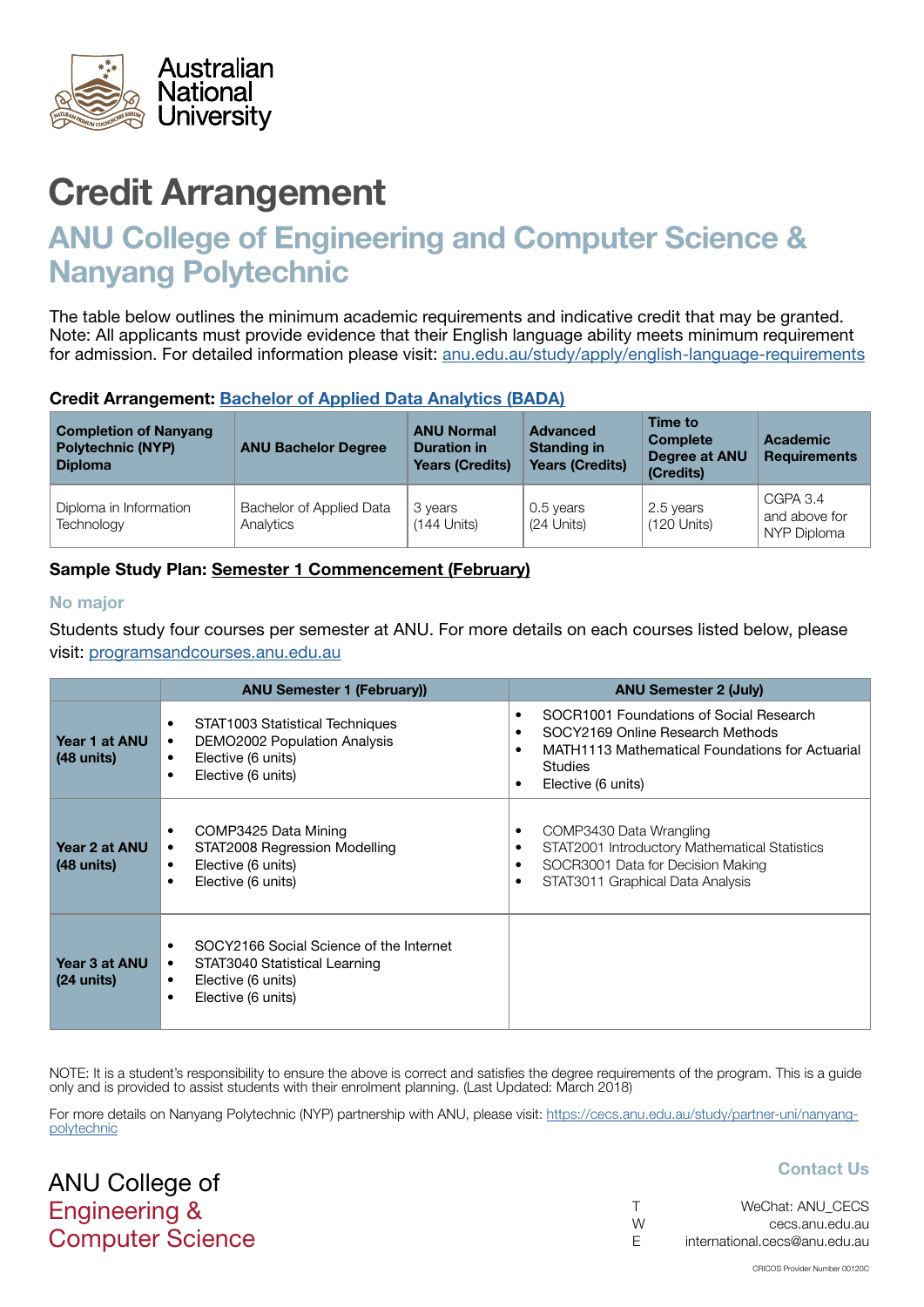Australian National University

# Credit Arrangement

## ANU College of Engineering and Computer Science & Nanyang Polytechnic

The table below outlines the minimum academic requirements and indicative credit that may be granted. Note: All applicants must provide evidence that their English language ability meets minimum requirement for admission. For detailed information please visit: anu.edu.au/study/apply/english-language-requirements

**Credit Arrangement: Bachelor of Applied Data Analytics (BADA)**

| Completion of Nanyang Polytechnic (NYP) Diploma | ANU Bachelor Degree | ANU Normal Duration in Years (Credits) | Advanced Standing in Years (Credits) | Time to Complete Degree at ANU (Credits) | Academic Requirements |
|---|---|---|---|---|---|
| Diploma in Information Technology | Bachelor of Applied Data Analytics | 3 years (144 Units) | 0.5 years (24 Units) | 2.5 years (120 Units) | CGPA 3.4 and above for NYP Diploma |

**Sample Study Plan: Semester 1 Commencement (February)**

### No major

Students study four courses per semester at ANU. For more details on each courses listed below, please visit: programsandcourses.anu.edu.au

| | ANU Semester 1 (February)) | ANU Semester 2 (July) |
|---|---|---|
| **Year 1 at ANU (48 units)** | • STAT1003 Statistical Techniques<br>• DEMO2002 Population Analysis<br>• Elective (6 units)<br>• Elective (6 units) | • SOCR1001 Foundations of Social Research<br>• SOCY2169 Online Research Methods<br>• MATH1113 Mathematical Foundations for Actuarial Studies<br>• Elective (6 units) |
| **Year 2 at ANU (48 units)** | • COMP3425 Data Mining<br>• STAT2008 Regression Modelling<br>• Elective (6 units)<br>• Elective (6 units) | • COMP3430 Data Wrangling<br>• STAT2001 Introductory Mathematical Statistics<br>• SOCR3001 Data for Decision Making<br>• STAT3011 Graphical Data Analysis |
| **Year 3 at ANU (24 units)** | • SOCY2166 Social Science of the Internet<br>• STAT3040 Statistical Learning<br>• Elective (6 units)<br>• Elective (6 units) | |

NOTE: It is a student's responsibility to ensure the above is correct and satisfies the degree requirements of the program. This is a guide only and is provided to assist students with their enrolment planning. (Last Updated: March 2018)

For more details on Nanyang Polytechnic (NYP) partnership with ANU, please visit: https://cecs.anu.edu.au/study/partner-uni/nanyang-polytechnic

ANU College of Engineering & Computer Science

**Contact Us**

T WeChat: ANU_CECS
W cecs.anu.edu.au
E international.cecs@anu.edu.au

CRICOS Provider Number 00120C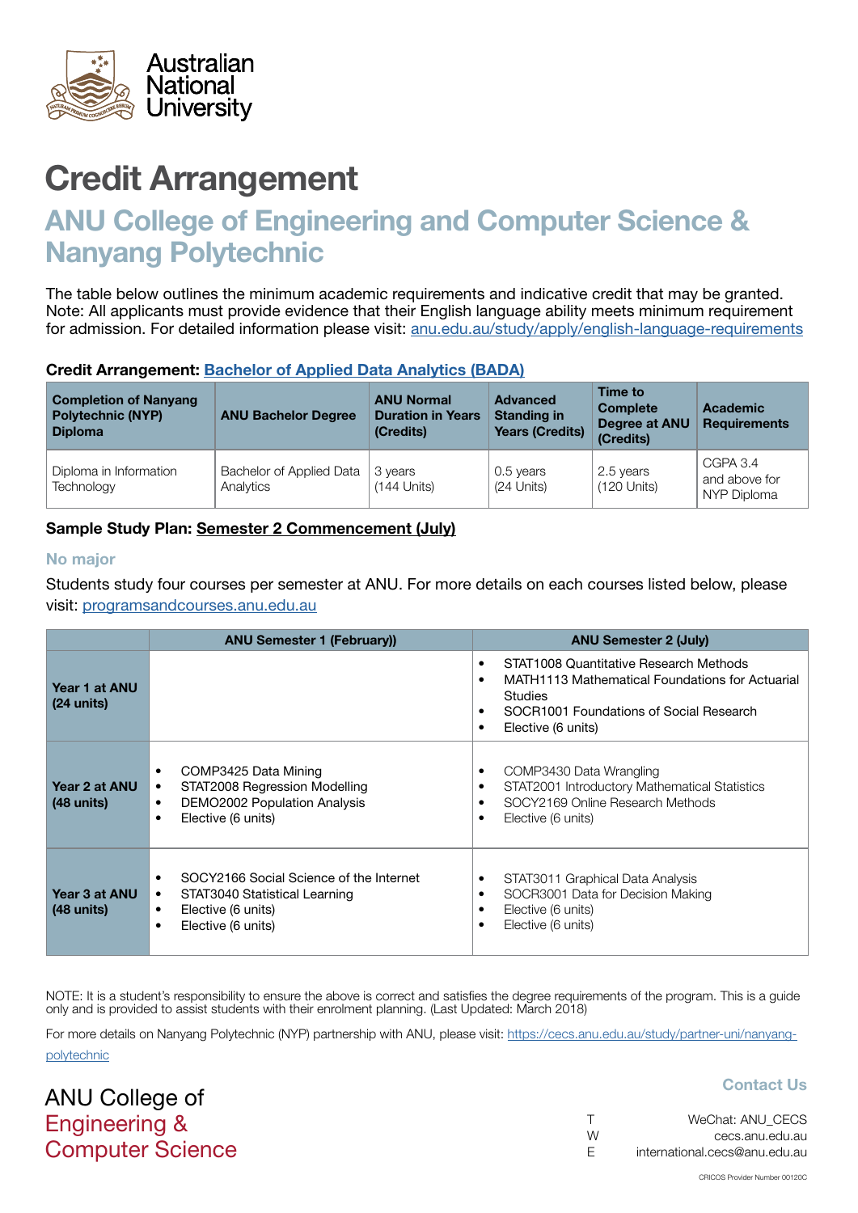Australian National University

# Credit Arrangement

## ANU College of Engineering and Computer Science & Nanyang Polytechnic

The table below outlines the minimum academic requirements and indicative credit that may be granted. Note: All applicants must provide evidence that their English language ability meets minimum requirement for admission. For detailed information please visit: [anu.edu.au/study/apply/english-language-requirements](anu.edu.au/study/apply/english-language-requirements)

**Credit Arrangement: Bachelor of Applied Data Analytics (BADA)**

| Completion of Nanyang Polytechnic (NYP) Diploma | ANU Bachelor Degree | ANU Normal Duration in Years (Credits) | Advanced Standing in Years (Credits) | Time to Complete Degree at ANU (Credits) | Academic Requirements |
|---|---|---|---|---|---|
| Diploma in Information Technology | Bachelor of Applied Data Analytics | 3 years (144 Units) | 0.5 years (24 Units) | 2.5 years (120 Units) | CGPA 3.4 and above for NYP Diploma |

**Sample Study Plan: Semester 2 Commencement (July)**

### No major

Students study four courses per semester at ANU. For more details on each courses listed below, please visit: [programsandcourses.anu.edu.au](programsandcourses.anu.edu.au)

| | ANU Semester 1 (February)) | ANU Semester 2 (July) |
|---|---|---|
| **Year 1 at ANU (24 units)** | | • STAT1008 Quantitative Research Methods<br>• MATH1113 Mathematical Foundations for Actuarial Studies<br>• SOCR1001 Foundations of Social Research<br>• Elective (6 units) |
| **Year 2 at ANU (48 units)** | • COMP3425 Data Mining<br>• STAT2008 Regression Modelling<br>• DEMO2002 Population Analysis<br>• Elective (6 units) | • COMP3430 Data Wrangling<br>• STAT2001 Introductory Mathematical Statistics<br>• SOCY2169 Online Research Methods<br>• Elective (6 units) |
| **Year 3 at ANU (48 units)** | • SOCY2166 Social Science of the Internet<br>• STAT3040 Statistical Learning<br>• Elective (6 units)<br>• Elective (6 units) | • STAT3011 Graphical Data Analysis<br>• SOCR3001 Data for Decision Making<br>• Elective (6 units)<br>• Elective (6 units) |

NOTE: It is a student's responsibility to ensure the above is correct and satisfies the degree requirements of the program. This is a guide only and is provided to assist students with their enrolment planning. (Last Updated: March 2018)

For more details on Nanyang Polytechnic (NYP) partnership with ANU, please visit: [https://cecs.anu.edu.au/study/partner-uni/nanyang-polytechnic](https://cecs.anu.edu.au/study/partner-uni/nanyang-polytechnic)

ANU College of Engineering & Computer Science

**Contact Us**

T WeChat: ANU_CECS
W cecs.anu.edu.au
E international.cecs@anu.edu.au

CRICOS Provider Number 00120C